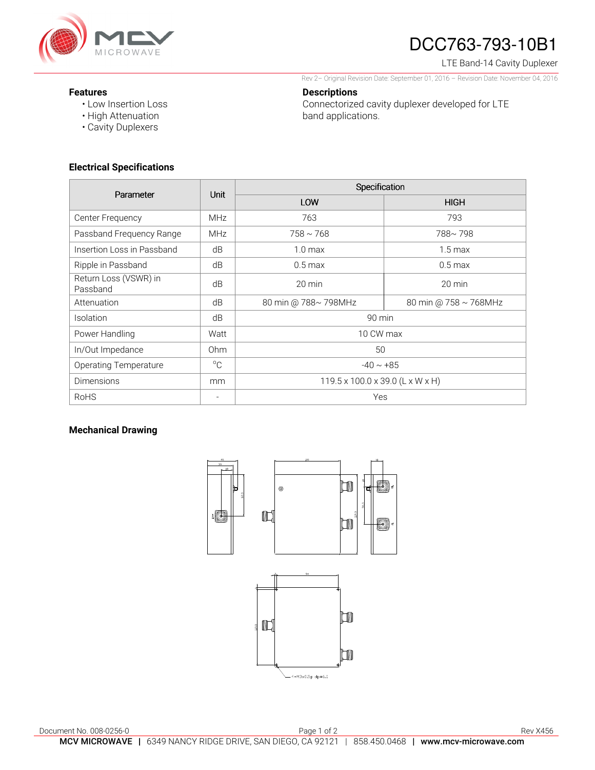# DCC763-793-10B1

LTE Band-14 Cavity Duplexer

Rev 2– Original Revision Date: September 01, 2016 – Revision Date: November 04, 2016

## Features

- Low Insertion Loss
- High Attenuation
- Cavity Duplexers

## Descriptions

Connectorized cavity duplexer developed for LTE band applications.

## Electrical Specifications

| Parameter | Unit | Specification | |
|---|---|---|---|
| | | LOW | HIGH |
| Center Frequency | MHz | 763 | 793 |
| Passband Frequency Range | MHz | 758 ~ 768 | 788~ 798 |
| Insertion Loss in Passband | dB | 1.0 max | 1.5 max |
| Ripple in Passband | dB | 0.5 max | 0.5 max |
| Return Loss (VSWR) in Passband | dB | 20 min | 20 min |
| Attenuation | dB | 80 min @ 788~ 798MHz | 80 min @ 758 ~ 768MHz |
| Isolation | dB | 90 min | |
| Power Handling | Watt | 10 CW max | |
| In/Out Impedance | Ohm | 50 | |
| Operating Temperature | $^{o}$C | -40 ~ +85 | |
| Dimensions | mm | 119.5 x 100.0 x 39.0 (L x W x H) | |
| RoHS | - | Yes | |

## Mechanical Drawing

4-M3x0.5p dp=6.0

Document No. 008-0256-0

Rev X456

**MCV MICROWAVE** | 6349 NANCY RIDGE DRIVE, SAN DIEGO, CA 92121 | 858.450.0468 | **www.mcv-microwave.com**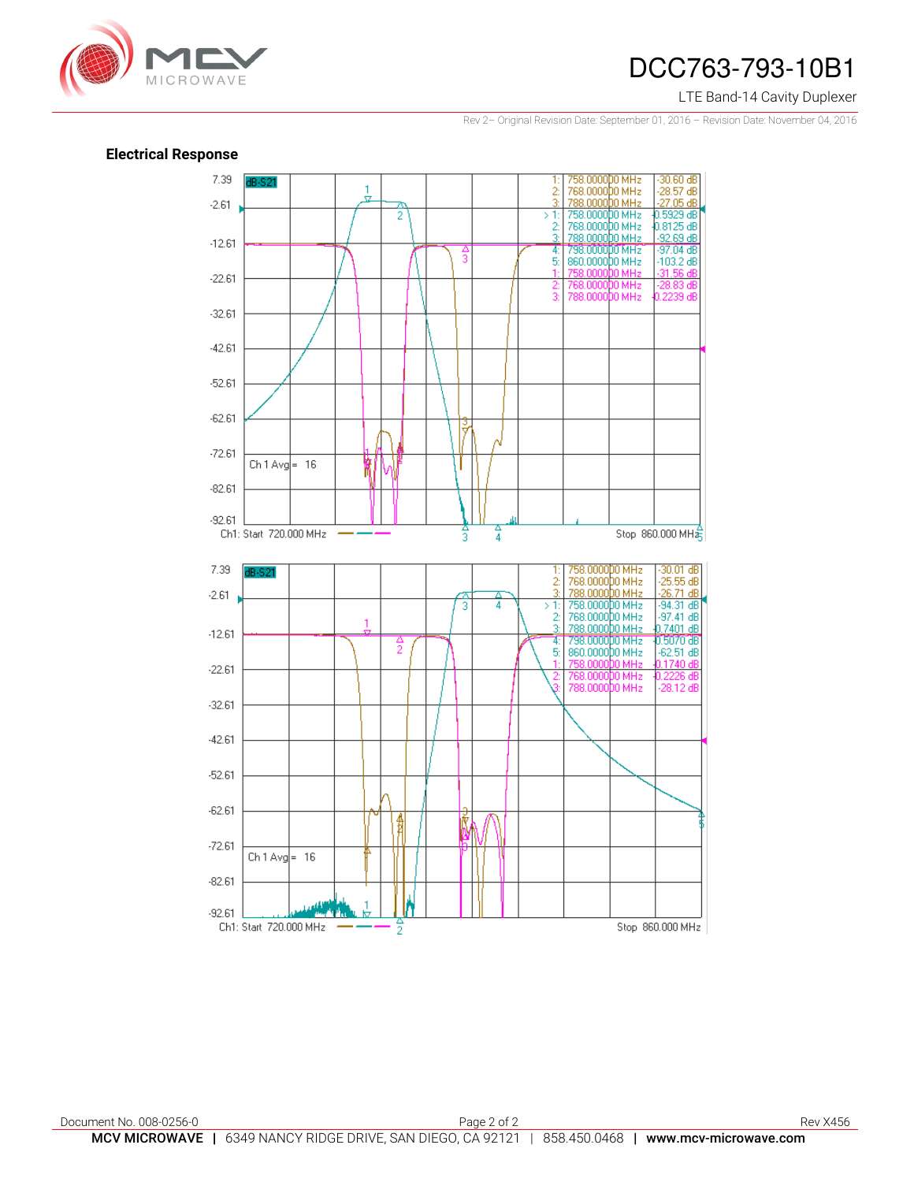# DCC763-793-10B1

LTE Band-14 Cavity Duplexer

Rev 2– Original Revision Date: September 01, 2016 – Revision Date: November 04, 2016

**Electrical Response**

dB-S21

1: 758.000000 MHz -30.60 dB
2: 768.000000 MHz -28.57 dB
3: 788.000000 MHz -27.05 dB
> 1: 758.000000 MHz -0.5929 dB
2: 768.000000 MHz -0.8125 dB
3: 788.000000 MHz -92.69 dB
4: 798.000000 MHz -97.04 dB
5: 860.000000 MHz -103.2 dB
1: 758.000000 MHz -31.56 dB
2: 768.000000 MHz -28.83 dB
3: 788.000000 MHz -0.2239 dB

7.39, -2.61, -12.61, -22.61, -32.61, -42.61, -52.61, -62.61, -72.61, -82.61, -92.61

Ch 1 Avg = 16

Ch1: Start 720.000 MHz — Stop 860.000 MHz

dB-S21

1: 758.000000 MHz -30.01 dB
2: 768.000000 MHz -25.55 dB
3: 788.000000 MHz -26.71 dB
> 1: 758.000000 MHz -94.31 dB
2: 768.000000 MHz -97.41 dB
3: 788.000000 MHz -0.7401 dB
4: 798.000000 MHz -0.5070 dB
5: 860.000000 MHz -62.51 dB
1: 758.000000 MHz -0.1740 dB
2: 768.000000 MHz -0.2226 dB
3: 788.000000 MHz -28.12 dB

7.39, -2.61, -12.61, -22.61, -32.61, -42.61, -52.61, -62.61, -72.61, -82.61, -92.61

Ch 1 Avg = 16

Ch1: Start 720.000 MHz — Stop 860.000 MHz

Document No. 008-0256-0 Rev X456

**MCV MICROWAVE** | 6349 NANCY RIDGE DRIVE, SAN DIEGO, CA 92121 | 858.450.0468 | **www.mcv-microwave.com**